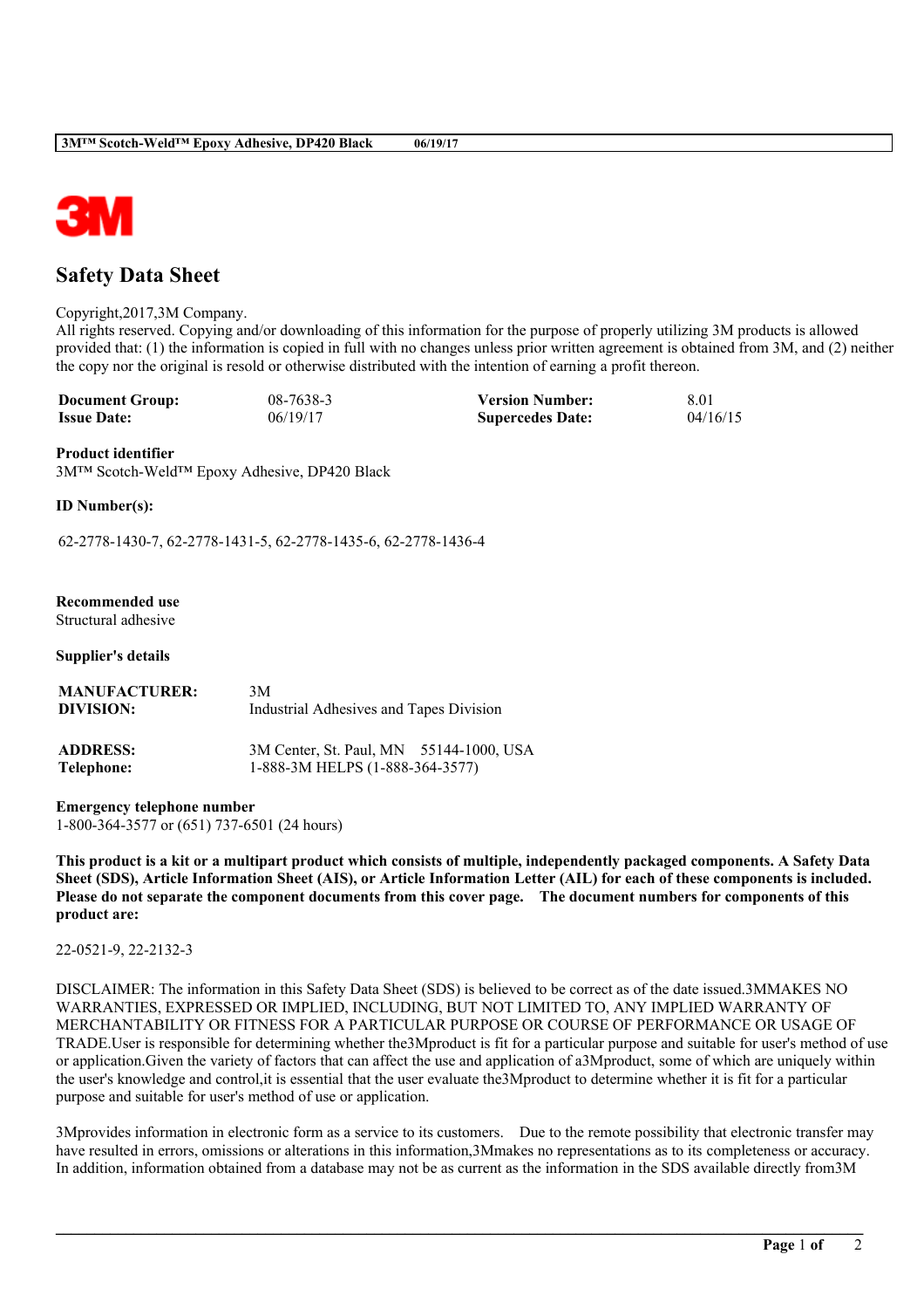# Safety Data Sheet

Copyright,2017,3M Company.
All rights reserved. Copying and/or downloading of this information for the purpose of properly utilizing 3M products is allowed provided that: (1) the information is copied in full with no changes unless prior written agreement is obtained from 3M, and (2) neither the copy nor the original is resold or otherwise distributed with the intention of earning a profit thereon.

| | | | |
|---|---|---|---|
| **Document Group:** | 08-7638-3 | **Version Number:** | 8.01 |
| **Issue Date:** | 06/19/17 | **Supercedes Date:** | 04/16/15 |

**Product identifier**
3M™ Scotch-Weld™ Epoxy Adhesive, DP420 Black

**ID Number(s):**

62-2778-1430-7, 62-2778-1431-5, 62-2778-1435-6, 62-2778-1436-4

**Recommended use**
Structural adhesive

**Supplier's details**

| | |
|---|---|
| **MANUFACTURER:** | 3M |
| **DIVISION:** | Industrial Adhesives and Tapes Division |
| **ADDRESS:** | 3M Center, St. Paul, MN 55144-1000, USA |
| **Telephone:** | 1-888-3M HELPS (1-888-364-3577) |

**Emergency telephone number**
1-800-364-3577 or (651) 737-6501 (24 hours)

**This product is a kit or a multipart product which consists of multiple, independently packaged components. A Safety Data Sheet (SDS), Article Information Sheet (AIS), or Article Information Letter (AIL) for each of these components is included. Please do not separate the component documents from this cover page. The document numbers for components of this product are:**

22-0521-9, 22-2132-3

DISCLAIMER: The information in this Safety Data Sheet (SDS) is believed to be correct as of the date issued.3MMAKES NO WARRANTIES, EXPRESSED OR IMPLIED, INCLUDING, BUT NOT LIMITED TO, ANY IMPLIED WARRANTY OF MERCHANTABILITY OR FITNESS FOR A PARTICULAR PURPOSE OR COURSE OF PERFORMANCE OR USAGE OF TRADE.User is responsible for determining whether the3Mproduct is fit for a particular purpose and suitable for user's method of use or application.Given the variety of factors that can affect the use and application of a3Mproduct, some of which are uniquely within the user's knowledge and control,it is essential that the user evaluate the3Mproduct to determine whether it is fit for a particular purpose and suitable for user's method of use or application.

3Mprovides information in electronic form as a service to its customers. Due to the remote possibility that electronic transfer may have resulted in errors, omissions or alterations in this information,3Mmakes no representations as to its completeness or accuracy. In addition, information obtained from a database may not be as current as the information in the SDS available directly from3M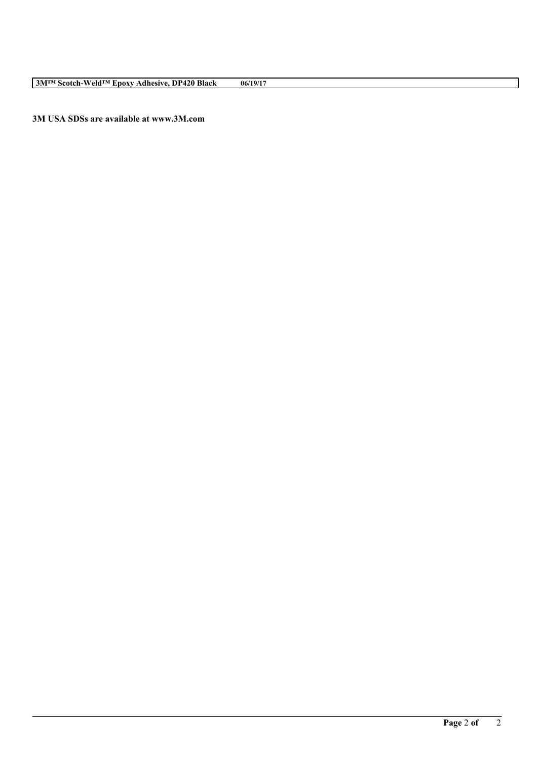**3M USA SDSs are available at www.3M.com**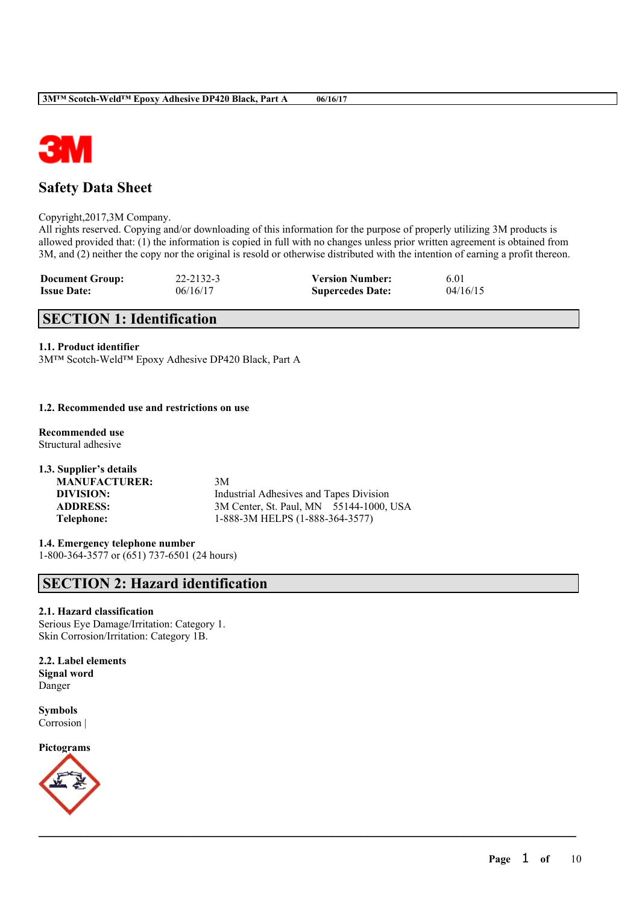# Safety Data Sheet

Copyright,2017,3M Company.
All rights reserved. Copying and/or downloading of this information for the purpose of properly utilizing 3M products is allowed provided that: (1) the information is copied in full with no changes unless prior written agreement is obtained from 3M, and (2) neither the copy nor the original is resold or otherwise distributed with the intention of earning a profit thereon.

| **Document Group:** | 22-2132-3 | **Version Number:** | 6.01 |
|---|---|---|---|
| **Issue Date:** | 06/16/17 | **Supercedes Date:** | 04/16/15 |

## SECTION 1: Identification

### 1.1. Product identifier
3M™ Scotch-Weld™ Epoxy Adhesive DP420 Black, Part A

### 1.2. Recommended use and restrictions on use

**Recommended use**
Structural adhesive

### 1.3. Supplier's details

| | |
|---|---|
| **MANUFACTURER:** | 3M |
| **DIVISION:** | Industrial Adhesives and Tapes Division |
| **ADDRESS:** | 3M Center, St. Paul, MN 55144-1000, USA |
| **Telephone:** | 1-888-3M HELPS (1-888-364-3577) |

### 1.4. Emergency telephone number
1-800-364-3577 or (651) 737-6501 (24 hours)

## SECTION 2: Hazard identification

### 2.1. Hazard classification
Serious Eye Damage/Irritation: Category 1.
Skin Corrosion/Irritation: Category 1B.

### 2.2. Label elements
**Signal word**
Danger

**Symbols**
Corrosion |

**Pictograms**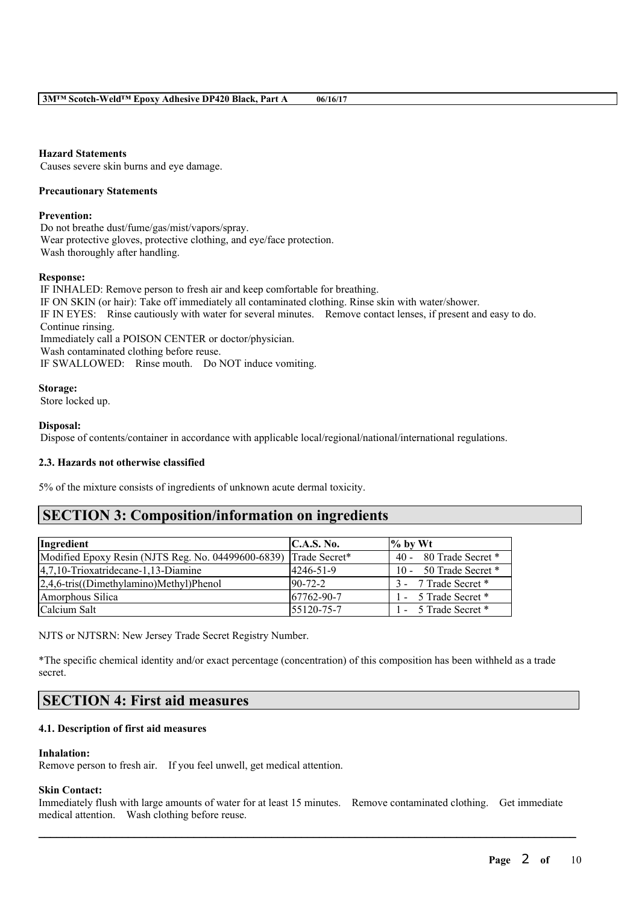**Hazard Statements**

Causes severe skin burns and eye damage.

**Precautionary Statements**

**Prevention:**

Do not breathe dust/fume/gas/mist/vapors/spray.
Wear protective gloves, protective clothing, and eye/face protection.
Wash thoroughly after handling.

**Response:**

IF INHALED: Remove person to fresh air and keep comfortable for breathing.
IF ON SKIN (or hair): Take off immediately all contaminated clothing. Rinse skin with water/shower.
IF IN EYES: Rinse cautiously with water for several minutes. Remove contact lenses, if present and easy to do. Continue rinsing.
Immediately call a POISON CENTER or doctor/physician.
Wash contaminated clothing before reuse.
IF SWALLOWED: Rinse mouth. Do NOT induce vomiting.

**Storage:**

Store locked up.

**Disposal:**

Dispose of contents/container in accordance with applicable local/regional/national/international regulations.

**2.3. Hazards not otherwise classified**

5% of the mixture consists of ingredients of unknown acute dermal toxicity.

## SECTION 3: Composition/information on ingredients

| Ingredient | C.A.S. No. | % by Wt |
|---|---|---|
| Modified Epoxy Resin (NJTS Reg. No. 04499600-6839) | Trade Secret* | 40 - 80 Trade Secret * |
| 4,7,10-Trioxatridecane-1,13-Diamine | 4246-51-9 | 10 - 50 Trade Secret * |
| 2,4,6-tris((Dimethylamino)Methyl)Phenol | 90-72-2 | 3 - 7 Trade Secret * |
| Amorphous Silica | 67762-90-7 | 1 - 5 Trade Secret * |
| Calcium Salt | 55120-75-7 | 1 - 5 Trade Secret * |

NJTS or NJTSRN: New Jersey Trade Secret Registry Number.

*The specific chemical identity and/or exact percentage (concentration) of this composition has been withheld as a trade secret.

## SECTION 4: First aid measures

**4.1. Description of first aid measures**

**Inhalation:**

Remove person to fresh air. If you feel unwell, get medical attention.

**Skin Contact:**

Immediately flush with large amounts of water for at least 15 minutes. Remove contaminated clothing. Get immediate medical attention. Wash clothing before reuse.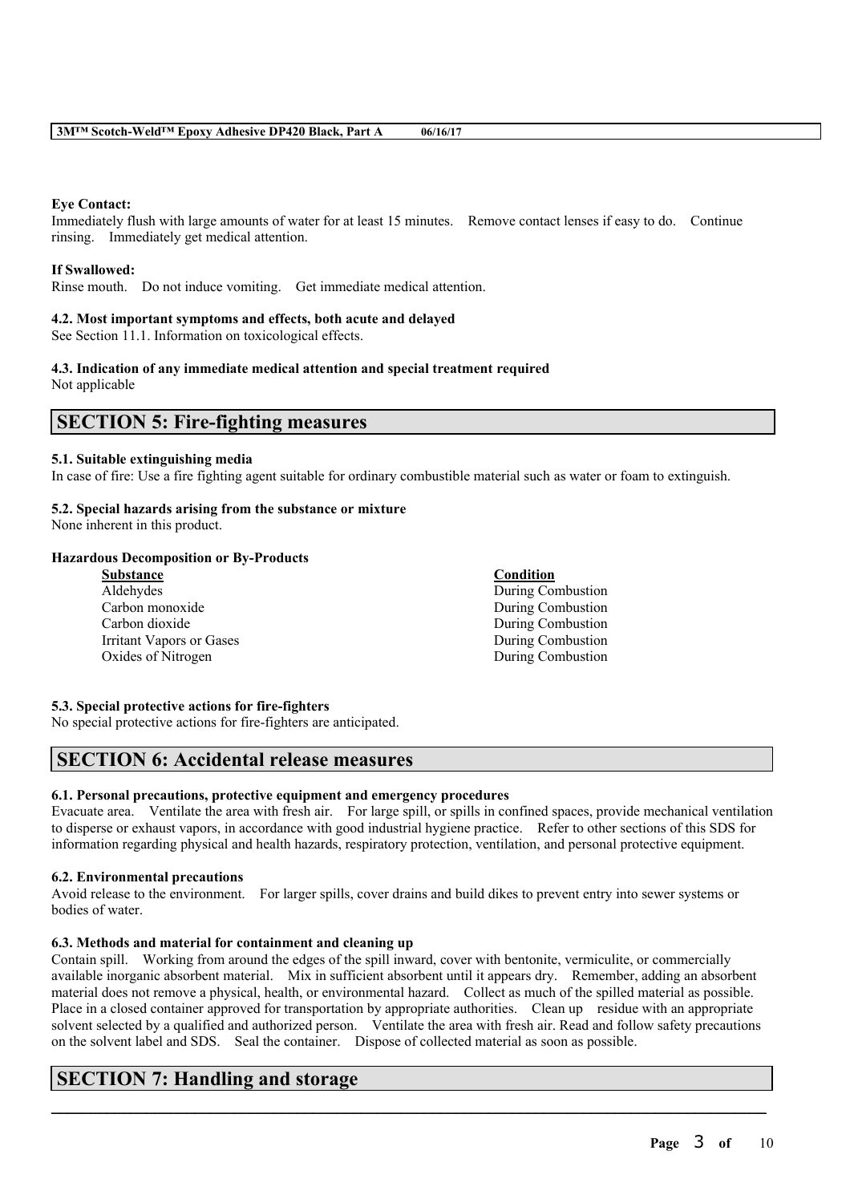**Eye Contact:**
Immediately flush with large amounts of water for at least 15 minutes. Remove contact lenses if easy to do. Continue rinsing. Immediately get medical attention.

**If Swallowed:**
Rinse mouth. Do not induce vomiting. Get immediate medical attention.

**4.2. Most important symptoms and effects, both acute and delayed**
See Section 11.1. Information on toxicological effects.

**4.3. Indication of any immediate medical attention and special treatment required**
Not applicable

## SECTION 5: Fire-fighting measures

**5.1. Suitable extinguishing media**
In case of fire: Use a fire fighting agent suitable for ordinary combustible material such as water or foam to extinguish.

**5.2. Special hazards arising from the substance or mixture**
None inherent in this product.

**Hazardous Decomposition or By-Products**

| Substance | Condition |
| --- | --- |
| Aldehydes | During Combustion |
| Carbon monoxide | During Combustion |
| Carbon dioxide | During Combustion |
| Irritant Vapors or Gases | During Combustion |
| Oxides of Nitrogen | During Combustion |

**5.3. Special protective actions for fire-fighters**
No special protective actions for fire-fighters are anticipated.

## SECTION 6: Accidental release measures

**6.1. Personal precautions, protective equipment and emergency procedures**
Evacuate area. Ventilate the area with fresh air. For large spill, or spills in confined spaces, provide mechanical ventilation to disperse or exhaust vapors, in accordance with good industrial hygiene practice. Refer to other sections of this SDS for information regarding physical and health hazards, respiratory protection, ventilation, and personal protective equipment.

**6.2. Environmental precautions**
Avoid release to the environment. For larger spills, cover drains and build dikes to prevent entry into sewer systems or bodies of water.

**6.3. Methods and material for containment and cleaning up**
Contain spill. Working from around the edges of the spill inward, cover with bentonite, vermiculite, or commercially available inorganic absorbent material. Mix in sufficient absorbent until it appears dry. Remember, adding an absorbent material does not remove a physical, health, or environmental hazard. Collect as much of the spilled material as possible. Place in a closed container approved for transportation by appropriate authorities. Clean up residue with an appropriate solvent selected by a qualified and authorized person. Ventilate the area with fresh air. Read and follow safety precautions on the solvent label and SDS. Seal the container. Dispose of collected material as soon as possible.

## SECTION 7: Handling and storage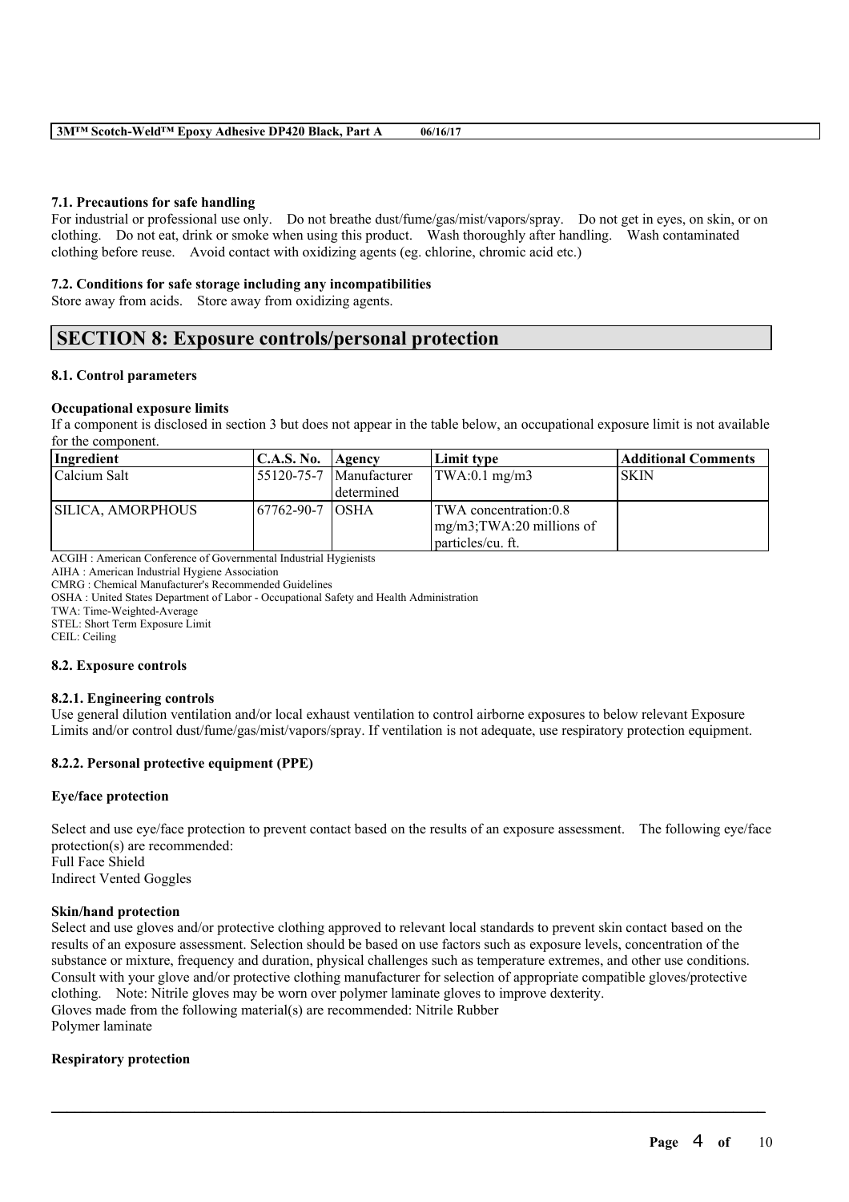### 7.1. Precautions for safe handling

For industrial or professional use only. Do not breathe dust/fume/gas/mist/vapors/spray. Do not get in eyes, on skin, or on clothing. Do not eat, drink or smoke when using this product. Wash thoroughly after handling. Wash contaminated clothing before reuse. Avoid contact with oxidizing agents (eg. chlorine, chromic acid etc.)

### 7.2. Conditions for safe storage including any incompatibilities

Store away from acids. Store away from oxidizing agents.

## SECTION 8: Exposure controls/personal protection

### 8.1. Control parameters

**Occupational exposure limits**

If a component is disclosed in section 3 but does not appear in the table below, an occupational exposure limit is not available for the component.

| Ingredient | C.A.S. No. | Agency | Limit type | Additional Comments |
|---|---|---|---|---|
| Calcium Salt | 55120-75-7 | Manufacturer determined | TWA:0.1 mg/m3 | SKIN |
| SILICA, AMORPHOUS | 67762-90-7 | OSHA | TWA concentration:0.8 mg/m3;TWA:20 millions of particles/cu. ft. | |

ACGIH : American Conference of Governmental Industrial Hygienists
AIHA : American Industrial Hygiene Association
CMRG : Chemical Manufacturer's Recommended Guidelines
OSHA : United States Department of Labor - Occupational Safety and Health Administration
TWA: Time-Weighted-Average
STEL: Short Term Exposure Limit
CEIL: Ceiling

### 8.2. Exposure controls

#### 8.2.1. Engineering controls

Use general dilution ventilation and/or local exhaust ventilation to control airborne exposures to below relevant Exposure Limits and/or control dust/fume/gas/mist/vapors/spray. If ventilation is not adequate, use respiratory protection equipment.

#### 8.2.2. Personal protective equipment (PPE)

**Eye/face protection**

Select and use eye/face protection to prevent contact based on the results of an exposure assessment. The following eye/face protection(s) are recommended:
Full Face Shield
Indirect Vented Goggles

**Skin/hand protection**

Select and use gloves and/or protective clothing approved to relevant local standards to prevent skin contact based on the results of an exposure assessment. Selection should be based on use factors such as exposure levels, concentration of the substance or mixture, frequency and duration, physical challenges such as temperature extremes, and other use conditions. Consult with your glove and/or protective clothing manufacturer for selection of appropriate compatible gloves/protective clothing. Note: Nitrile gloves may be worn over polymer laminate gloves to improve dexterity.
Gloves made from the following material(s) are recommended: Nitrile Rubber
Polymer laminate

**Respiratory protection**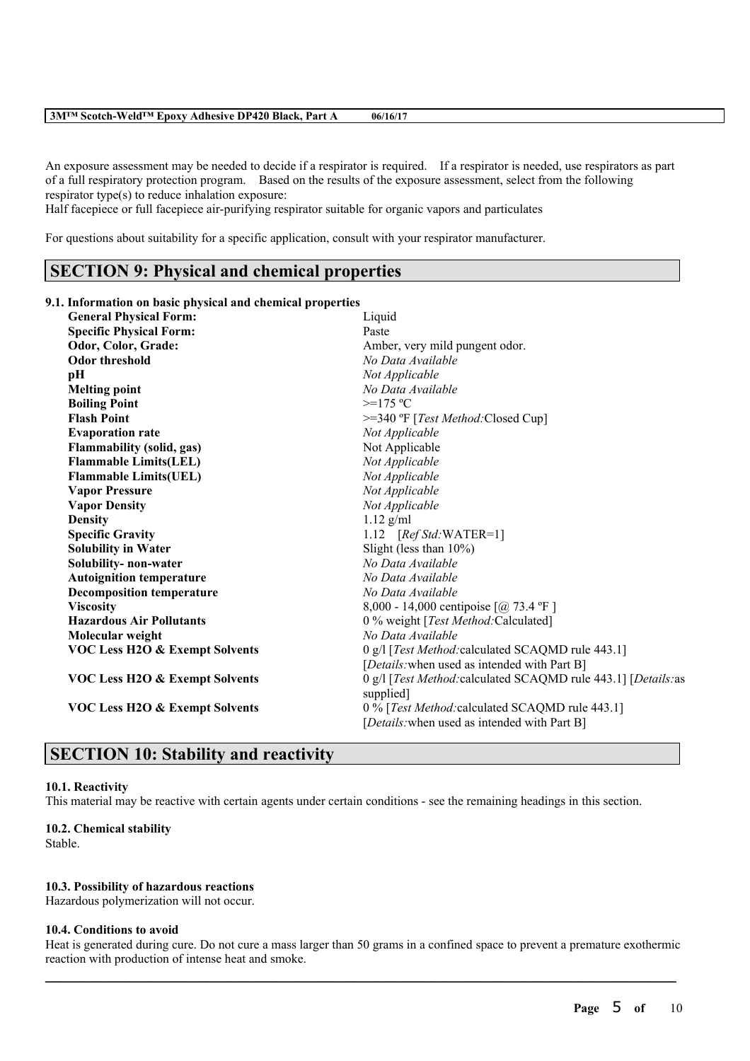An exposure assessment may be needed to decide if a respirator is required. If a respirator is needed, use respirators as part of a full respiratory protection program. Based on the results of the exposure assessment, select from the following respirator type(s) to reduce inhalation exposure:
Half facepiece or full facepiece air-purifying respirator suitable for organic vapors and particulates

For questions about suitability for a specific application, consult with your respirator manufacturer.

## SECTION 9: Physical and chemical properties

**9.1. Information on basic physical and chemical properties**

| | |
|---|---|
| **General Physical Form:** | Liquid |
| **Specific Physical Form:** | Paste |
| **Odor, Color, Grade:** | Amber, very mild pungent odor. |
| **Odor threshold** | *No Data Available* |
| **pH** | *Not Applicable* |
| **Melting point** | *No Data Available* |
| **Boiling Point** | >=175 ºC |
| **Flash Point** | >=340 ºF [*Test Method:*Closed Cup] |
| **Evaporation rate** | *Not Applicable* |
| **Flammability (solid, gas)** | Not Applicable |
| **Flammable Limits(LEL)** | *Not Applicable* |
| **Flammable Limits(UEL)** | *Not Applicable* |
| **Vapor Pressure** | *Not Applicable* |
| **Vapor Density** | *Not Applicable* |
| **Density** | 1.12 g/ml |
| **Specific Gravity** | 1.12 [*Ref Std:*WATER=1] |
| **Solubility in Water** | Slight (less than 10%) |
| **Solubility- non-water** | *No Data Available* |
| **Autoignition temperature** | *No Data Available* |
| **Decomposition temperature** | *No Data Available* |
| **Viscosity** | 8,000 - 14,000 centipoise [@ 73.4 ºF ] |
| **Hazardous Air Pollutants** | 0 % weight [*Test Method:*Calculated] |
| **Molecular weight** | *No Data Available* |
| **VOC Less H2O & Exempt Solvents** | 0 g/l [*Test Method:*calculated SCAQMD rule 443.1] [*Details:*when used as intended with Part B] |
| **VOC Less H2O & Exempt Solvents** | 0 g/l [*Test Method:*calculated SCAQMD rule 443.1] [*Details:*as supplied] |
| **VOC Less H2O & Exempt Solvents** | 0 % [*Test Method:*calculated SCAQMD rule 443.1] [*Details:*when used as intended with Part B] |

## SECTION 10: Stability and reactivity

**10.1. Reactivity**
This material may be reactive with certain agents under certain conditions - see the remaining headings in this section.

**10.2. Chemical stability**
Stable.

**10.3. Possibility of hazardous reactions**
Hazardous polymerization will not occur.

**10.4. Conditions to avoid**
Heat is generated during cure. Do not cure a mass larger than 50 grams in a confined space to prevent a premature exothermic reaction with production of intense heat and smoke.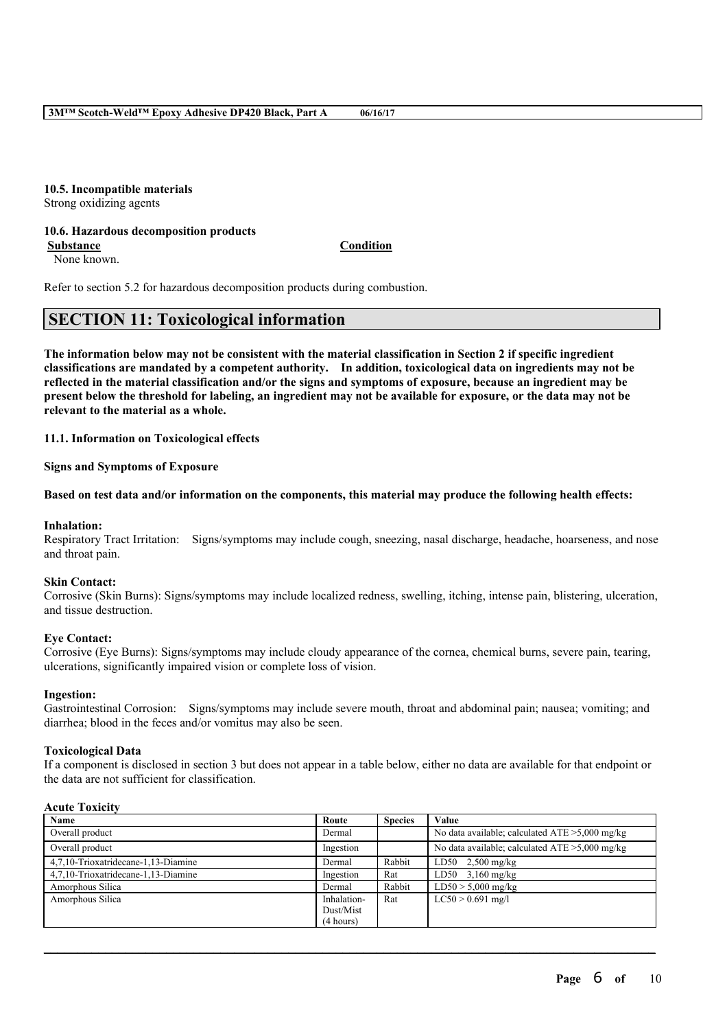### 10.5. Incompatible materials

Strong oxidizing agents

### 10.6. Hazardous decomposition products

| **Substance** | **Condition** |
|---|---|
| None known. | |

Refer to section 5.2 for hazardous decomposition products during combustion.

## SECTION 11: Toxicological information

**The information below may not be consistent with the material classification in Section 2 if specific ingredient classifications are mandated by a competent authority. In addition, toxicological data on ingredients may not be reflected in the material classification and/or the signs and symptoms of exposure, because an ingredient may be present below the threshold for labeling, an ingredient may not be available for exposure, or the data may not be relevant to the material as a whole.**

### 11.1. Information on Toxicological effects

**Signs and Symptoms of Exposure**

**Based on test data and/or information on the components, this material may produce the following health effects:**

**Inhalation:**

Respiratory Tract Irritation: Signs/symptoms may include cough, sneezing, nasal discharge, headache, hoarseness, and nose and throat pain.

**Skin Contact:**

Corrosive (Skin Burns): Signs/symptoms may include localized redness, swelling, itching, intense pain, blistering, ulceration, and tissue destruction.

**Eye Contact:**

Corrosive (Eye Burns): Signs/symptoms may include cloudy appearance of the cornea, chemical burns, severe pain, tearing, ulcerations, significantly impaired vision or complete loss of vision.

**Ingestion:**

Gastrointestinal Corrosion: Signs/symptoms may include severe mouth, throat and abdominal pain; nausea; vomiting; and diarrhea; blood in the feces and/or vomitus may also be seen.

**Toxicological Data**

If a component is disclosed in section 3 but does not appear in a table below, either no data are available for that endpoint or the data are not sufficient for classification.

**Acute Toxicity**

| Name | Route | Species | Value |
|---|---|---|---|
| Overall product | Dermal | | No data available; calculated ATE >5,000 mg/kg |
| Overall product | Ingestion | | No data available; calculated ATE >5,000 mg/kg |
| 4,7,10-Trioxatridecane-1,13-Diamine | Dermal | Rabbit | LD50 2,500 mg/kg |
| 4,7,10-Trioxatridecane-1,13-Diamine | Ingestion | Rat | LD50 3,160 mg/kg |
| Amorphous Silica | Dermal | Rabbit | LD50 > 5,000 mg/kg |
| Amorphous Silica | Inhalation-Dust/Mist (4 hours) | Rat | LC50 > 0.691 mg/l |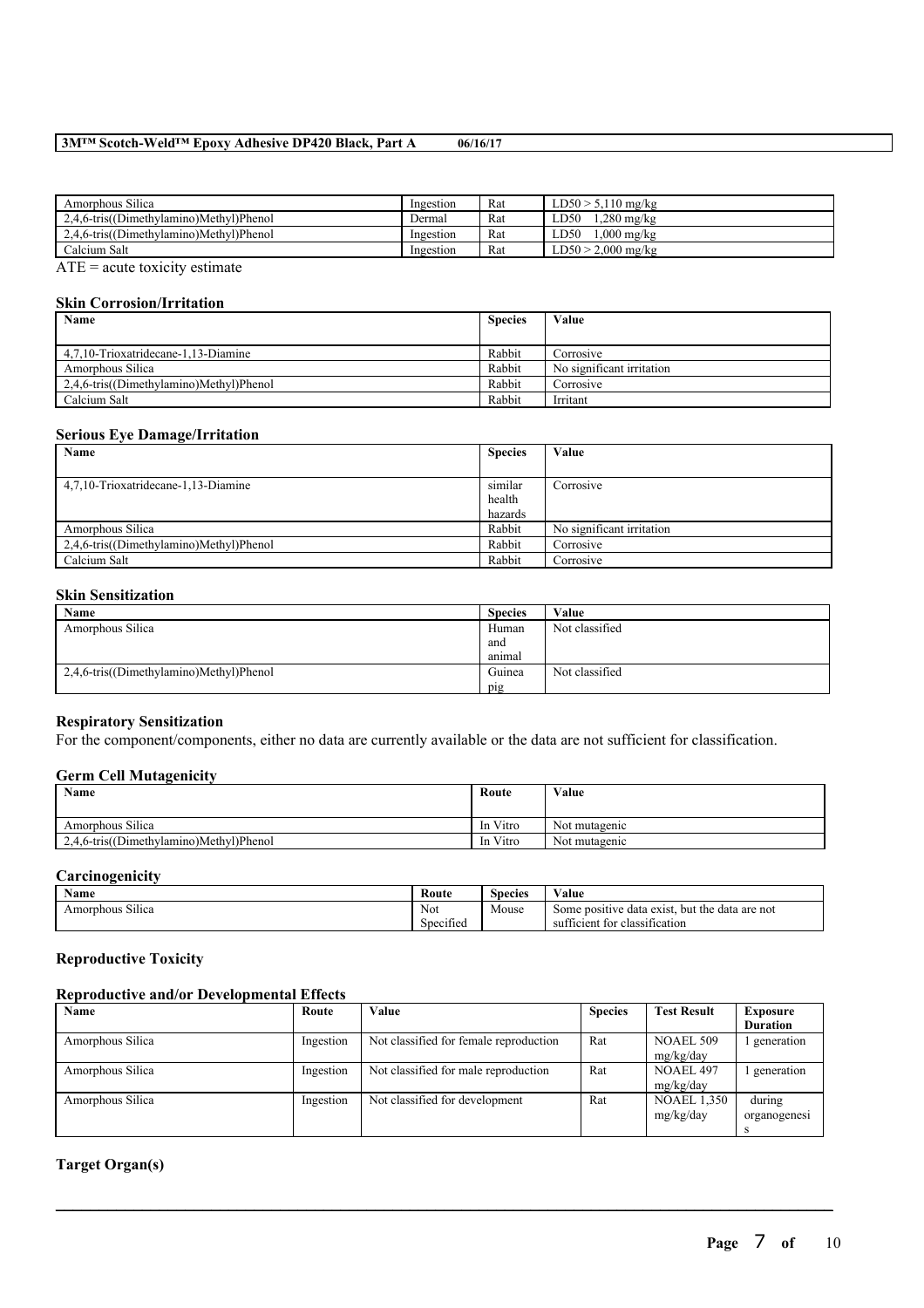| Amorphous Silica | Ingestion | Rat | LD50 > 5,110 mg/kg |
|---|---|---|---|
| 2,4,6-tris((Dimethylamino)Methyl)Phenol | Dermal | Rat | LD50 1,280 mg/kg |
| 2,4,6-tris((Dimethylamino)Methyl)Phenol | Ingestion | Rat | LD50 1,000 mg/kg |
| Calcium Salt | Ingestion | Rat | LD50 > 2,000 mg/kg |

ATE = acute toxicity estimate

### Skin Corrosion/Irritation

| Name | Species | Value |
|---|---|---|
| 4,7,10-Trioxatridecane-1,13-Diamine | Rabbit | Corrosive |
| Amorphous Silica | Rabbit | No significant irritation |
| 2,4,6-tris((Dimethylamino)Methyl)Phenol | Rabbit | Corrosive |
| Calcium Salt | Rabbit | Irritant |

### Serious Eye Damage/Irritation

| Name | Species | Value |
|---|---|---|
| 4,7,10-Trioxatridecane-1,13-Diamine | similar health hazards | Corrosive |
| Amorphous Silica | Rabbit | No significant irritation |
| 2,4,6-tris((Dimethylamino)Methyl)Phenol | Rabbit | Corrosive |
| Calcium Salt | Rabbit | Corrosive |

### Skin Sensitization

| Name | Species | Value |
|---|---|---|
| Amorphous Silica | Human and animal | Not classified |
| 2,4,6-tris((Dimethylamino)Methyl)Phenol | Guinea pig | Not classified |

### Respiratory Sensitization

For the component/components, either no data are currently available or the data are not sufficient for classification.

### Germ Cell Mutagenicity

| Name | Route | Value |
|---|---|---|
| Amorphous Silica | In Vitro | Not mutagenic |
| 2,4,6-tris((Dimethylamino)Methyl)Phenol | In Vitro | Not mutagenic |

### Carcinogenicity

| Name | Route | Species | Value |
|---|---|---|---|
| Amorphous Silica | Not Specified | Mouse | Some positive data exist, but the data are not sufficient for classification |

### Reproductive Toxicity

### Reproductive and/or Developmental Effects

| Name | Route | Value | Species | Test Result | Exposure Duration |
|---|---|---|---|---|---|
| Amorphous Silica | Ingestion | Not classified for female reproduction | Rat | NOAEL 509 mg/kg/day | 1 generation |
| Amorphous Silica | Ingestion | Not classified for male reproduction | Rat | NOAEL 497 mg/kg/day | 1 generation |
| Amorphous Silica | Ingestion | Not classified for development | Rat | NOAEL 1,350 mg/kg/day | during organogenesis |

### Target Organ(s)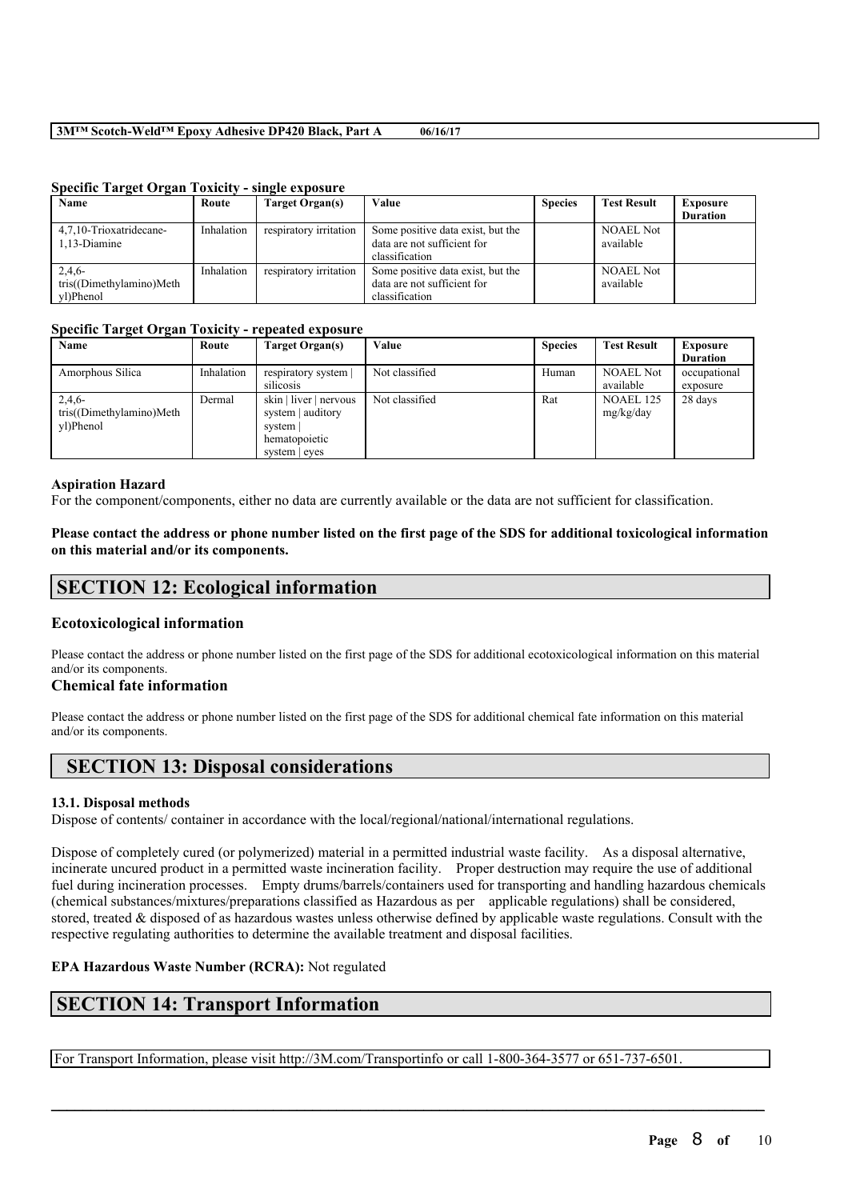**Specific Target Organ Toxicity - single exposure**

| Name | Route | Target Organ(s) | Value | Species | Test Result | Exposure Duration |
|---|---|---|---|---|---|---|
| 4,7,10-Trioxatridecane-1,13-Diamine | Inhalation | respiratory irritation | Some positive data exist, but the data are not sufficient for classification | | NOAEL Not available | |
| 2,4,6-tris((Dimethylamino)Methyl)Phenol | Inhalation | respiratory irritation | Some positive data exist, but the data are not sufficient for classification | | NOAEL Not available | |

**Specific Target Organ Toxicity - repeated exposure**

| Name | Route | Target Organ(s) | Value | Species | Test Result | Exposure Duration |
|---|---|---|---|---|---|---|
| Amorphous Silica | Inhalation | respiratory system \| silicosis | Not classified | Human | NOAEL Not available | occupational exposure |
| 2,4,6-tris((Dimethylamino)Methyl)Phenol | Dermal | skin \| liver \| nervous system \| auditory system \| hematopoietic system \| eyes | Not classified | Rat | NOAEL 125 mg/kg/day | 28 days |

**Aspiration Hazard**

For the component/components, either no data are currently available or the data are not sufficient for classification.

**Please contact the address or phone number listed on the first page of the SDS for additional toxicological information on this material and/or its components.**

## SECTION 12: Ecological information

### Ecotoxicological information

Please contact the address or phone number listed on the first page of the SDS for additional ecotoxicological information on this material and/or its components.

### Chemical fate information

Please contact the address or phone number listed on the first page of the SDS for additional chemical fate information on this material and/or its components.

## SECTION 13: Disposal considerations

**13.1. Disposal methods**

Dispose of contents/ container in accordance with the local/regional/national/international regulations.

Dispose of completely cured (or polymerized) material in a permitted industrial waste facility. As a disposal alternative, incinerate uncured product in a permitted waste incineration facility. Proper destruction may require the use of additional fuel during incineration processes. Empty drums/barrels/containers used for transporting and handling hazardous chemicals (chemical substances/mixtures/preparations classified as Hazardous as per applicable regulations) shall be considered, stored, treated & disposed of as hazardous wastes unless otherwise defined by applicable waste regulations. Consult with the respective regulating authorities to determine the available treatment and disposal facilities.

**EPA Hazardous Waste Number (RCRA):** Not regulated

## SECTION 14: Transport Information

For Transport Information, please visit http://3M.com/Transportinfo or call 1-800-364-3577 or 651-737-6501.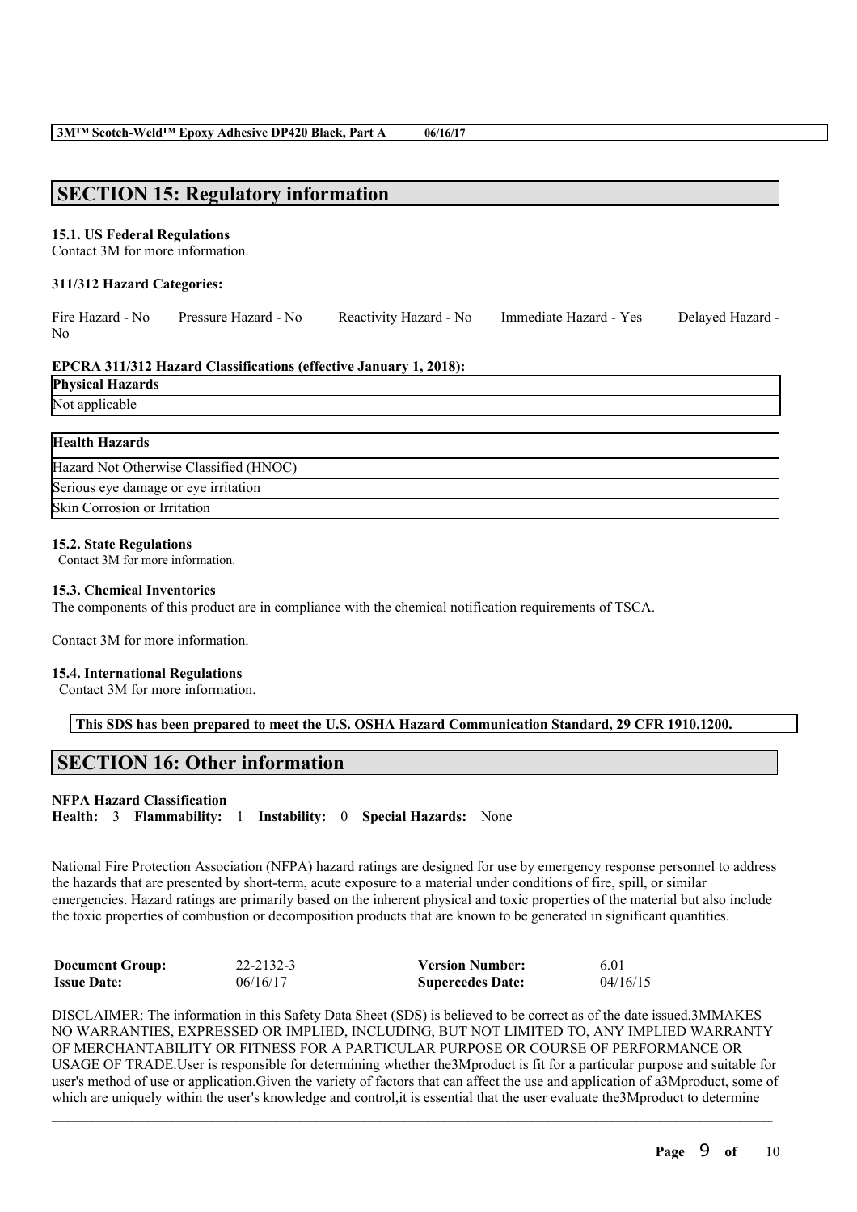## SECTION 15: Regulatory information

**15.1. US Federal Regulations**
Contact 3M for more information.

**311/312 Hazard Categories:**

Fire Hazard - No Pressure Hazard - No Reactivity Hazard - No Immediate Hazard - Yes Delayed Hazard - No

**EPCRA 311/312 Hazard Classifications (effective January 1, 2018):**

| Physical Hazards |
| --- |
| Not applicable |

| Health Hazards |
| --- |
| Hazard Not Otherwise Classified (HNOC) |
| Serious eye damage or eye irritation |
| Skin Corrosion or Irritation |

**15.2. State Regulations**
Contact 3M for more information.

**15.3. Chemical Inventories**
The components of this product are in compliance with the chemical notification requirements of TSCA.

Contact 3M for more information.

**15.4. International Regulations**
Contact 3M for more information.

**This SDS has been prepared to meet the U.S. OSHA Hazard Communication Standard, 29 CFR 1910.1200.**

## SECTION 16: Other information

**NFPA Hazard Classification**
**Health:** 3 **Flammability:** 1 **Instability:** 0 **Special Hazards:** None

National Fire Protection Association (NFPA) hazard ratings are designed for use by emergency response personnel to address the hazards that are presented by short-term, acute exposure to a material under conditions of fire, spill, or similar emergencies. Hazard ratings are primarily based on the inherent physical and toxic properties of the material but also include the toxic properties of combustion or decomposition products that are known to be generated in significant quantities.

| | | | |
| --- | --- | --- | --- |
| **Document Group:** | 22-2132-3 | **Version Number:** | 6.01 |
| **Issue Date:** | 06/16/17 | **Supercedes Date:** | 04/16/15 |

DISCLAIMER: The information in this Safety Data Sheet (SDS) is believed to be correct as of the date issued.3MMAKES NO WARRANTIES, EXPRESSED OR IMPLIED, INCLUDING, BUT NOT LIMITED TO, ANY IMPLIED WARRANTY OF MERCHANTABILITY OR FITNESS FOR A PARTICULAR PURPOSE OR COURSE OF PERFORMANCE OR USAGE OF TRADE.User is responsible for determining whether the3Mproduct is fit for a particular purpose and suitable for user's method of use or application.Given the variety of factors that can affect the use and application of a3Mproduct, some of which are uniquely within the user's knowledge and control,it is essential that the user evaluate the3Mproduct to determine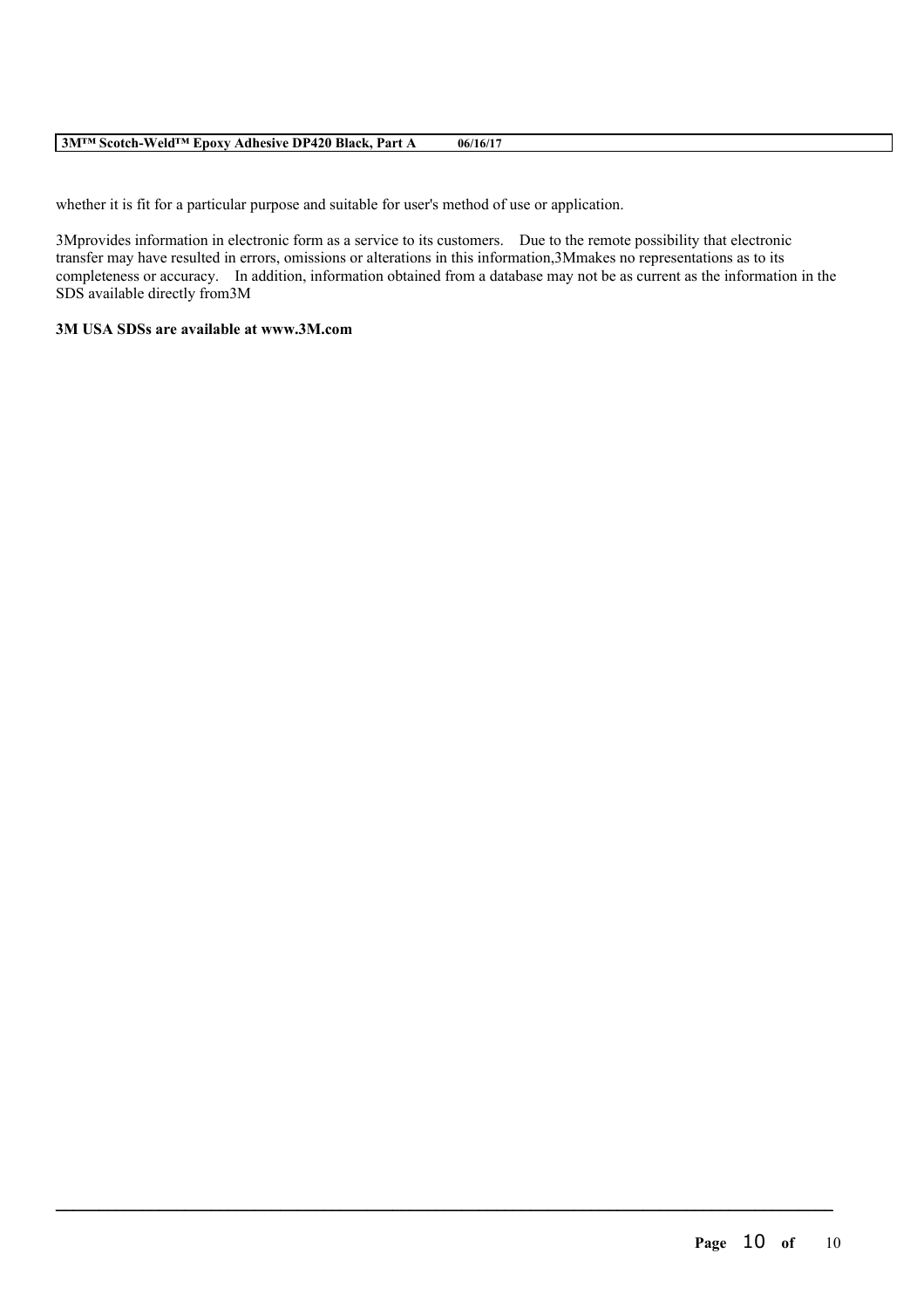whether it is fit for a particular purpose and suitable for user's method of use or application.

3Mprovides information in electronic form as a service to its customers. Due to the remote possibility that electronic transfer may have resulted in errors, omissions or alterations in this information,3Mmakes no representations as to its completeness or accuracy. In addition, information obtained from a database may not be as current as the information in the SDS available directly from3M

**3M USA SDSs are available at www.3M.com**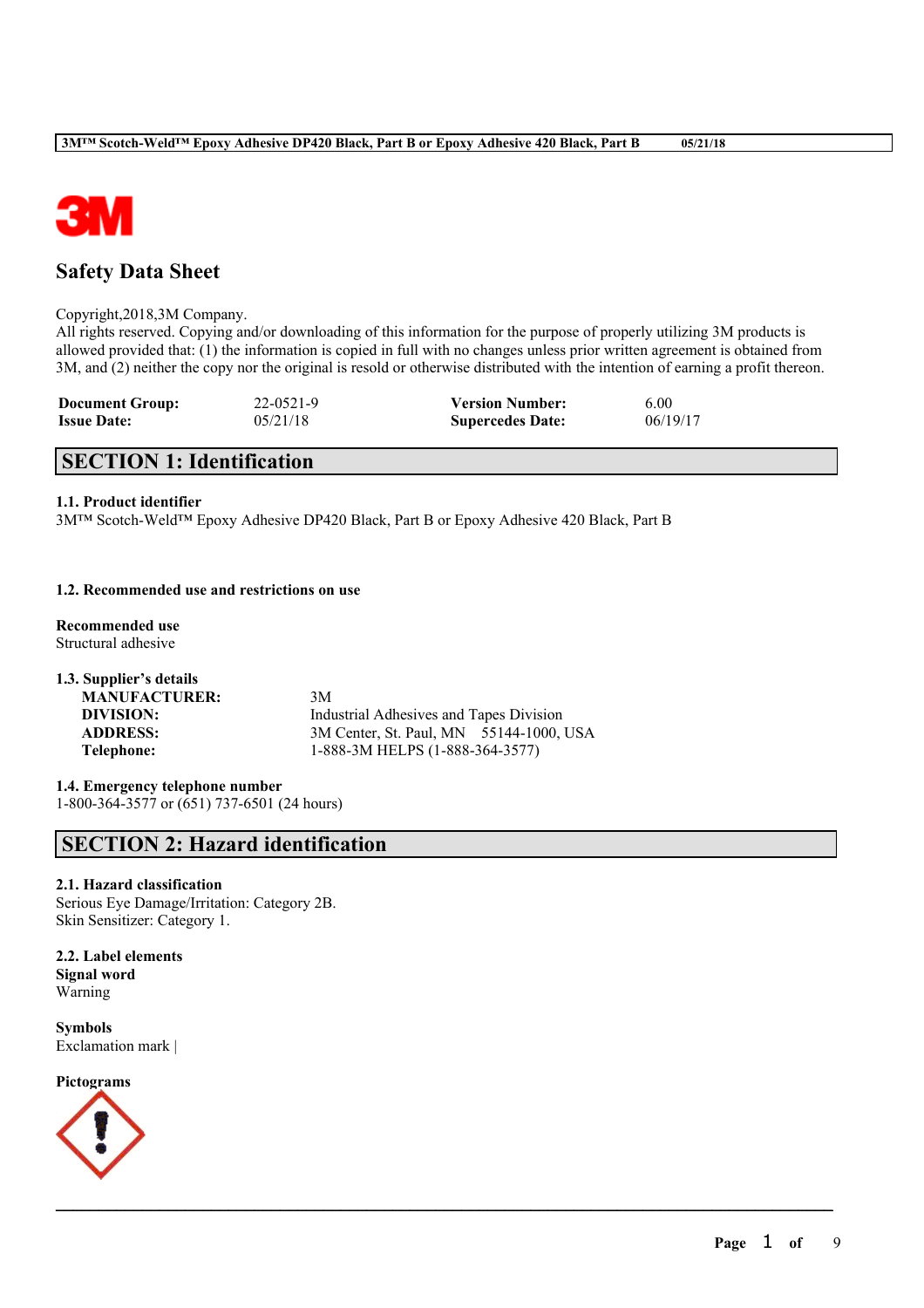![3M logo]

# Safety Data Sheet

Copyright,2018,3M Company.
All rights reserved. Copying and/or downloading of this information for the purpose of properly utilizing 3M products is allowed provided that: (1) the information is copied in full with no changes unless prior written agreement is obtained from 3M, and (2) neither the copy nor the original is resold or otherwise distributed with the intention of earning a profit thereon.

| | | | |
|---|---|---|---|
| **Document Group:** | 22-0521-9 | **Version Number:** | 6.00 |
| **Issue Date:** | 05/21/18 | **Supercedes Date:** | 06/19/17 |

## SECTION 1: Identification

### 1.1. Product identifier

3M™ Scotch-Weld™ Epoxy Adhesive DP420 Black, Part B or Epoxy Adhesive 420 Black, Part B

### 1.2. Recommended use and restrictions on use

**Recommended use**
Structural adhesive

### 1.3. Supplier's details

| | |
|---|---|
| **MANUFACTURER:** | 3M |
| **DIVISION:** | Industrial Adhesives and Tapes Division |
| **ADDRESS:** | 3M Center, St. Paul, MN 55144-1000, USA |
| **Telephone:** | 1-888-3M HELPS (1-888-364-3577) |

### 1.4. Emergency telephone number

1-800-364-3577 or (651) 737-6501 (24 hours)

## SECTION 2: Hazard identification

### 2.1. Hazard classification

Serious Eye Damage/Irritation: Category 2B.
Skin Sensitizer: Category 1.

### 2.2. Label elements

**Signal word**
Warning

**Symbols**
Exclamation mark |

**Pictograms**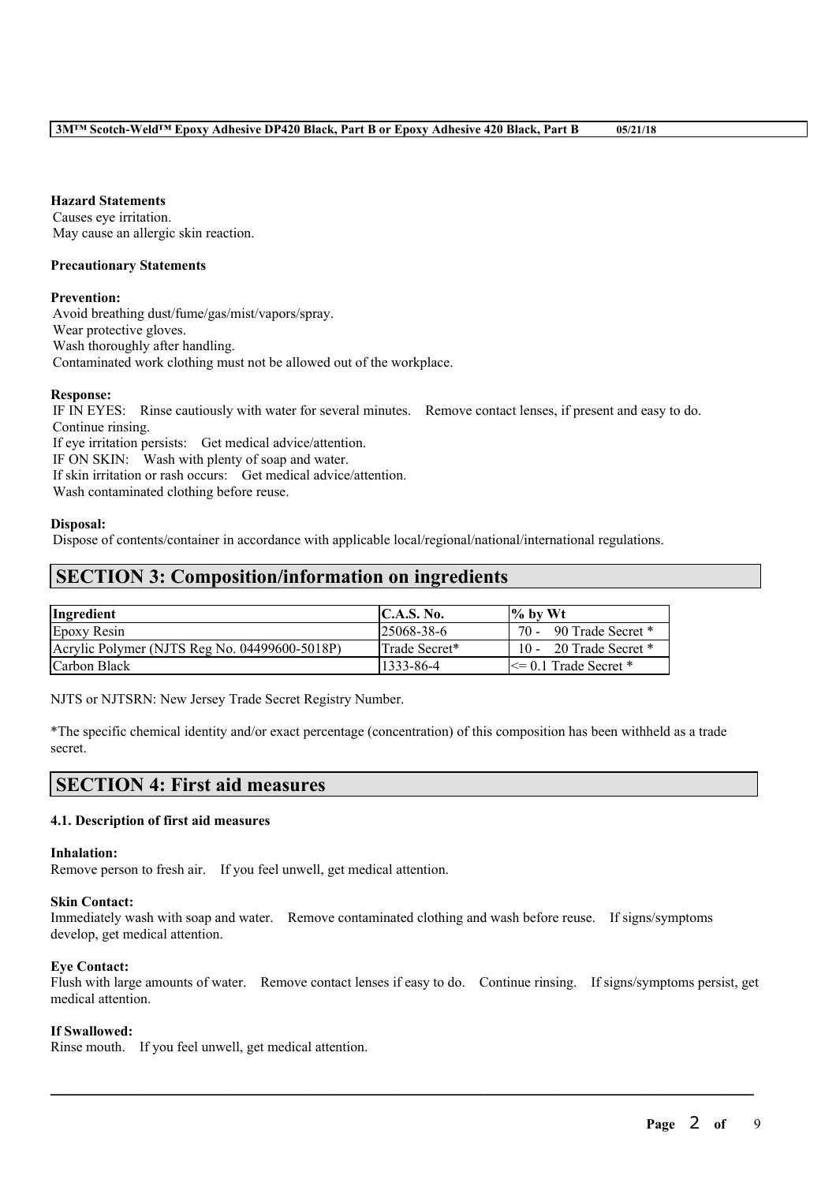**Hazard Statements**

Causes eye irritation.
May cause an allergic skin reaction.

**Precautionary Statements**

**Prevention:**

Avoid breathing dust/fume/gas/mist/vapors/spray.
Wear protective gloves.
Wash thoroughly after handling.
Contaminated work clothing must not be allowed out of the workplace.

**Response:**

IF IN EYES: Rinse cautiously with water for several minutes. Remove contact lenses, if present and easy to do. Continue rinsing.
If eye irritation persists: Get medical advice/attention.
IF ON SKIN: Wash with plenty of soap and water.
If skin irritation or rash occurs: Get medical advice/attention.
Wash contaminated clothing before reuse.

**Disposal:**

Dispose of contents/container in accordance with applicable local/regional/national/international regulations.

## SECTION 3: Composition/information on ingredients

| Ingredient | C.A.S. No. | % by Wt |
|---|---|---|
| Epoxy Resin | 25068-38-6 | 70 - 90 Trade Secret * |
| Acrylic Polymer (NJTS Reg No. 04499600-5018P) | Trade Secret* | 10 - 20 Trade Secret * |
| Carbon Black | 1333-86-4 | <= 0.1 Trade Secret * |

NJTS or NJTSRN: New Jersey Trade Secret Registry Number.

*The specific chemical identity and/or exact percentage (concentration) of this composition has been withheld as a trade secret.

## SECTION 4: First aid measures

### 4.1. Description of first aid measures

**Inhalation:**

Remove person to fresh air. If you feel unwell, get medical attention.

**Skin Contact:**

Immediately wash with soap and water. Remove contaminated clothing and wash before reuse. If signs/symptoms develop, get medical attention.

**Eye Contact:**

Flush with large amounts of water. Remove contact lenses if easy to do. Continue rinsing. If signs/symptoms persist, get medical attention.

**If Swallowed:**

Rinse mouth. If you feel unwell, get medical attention.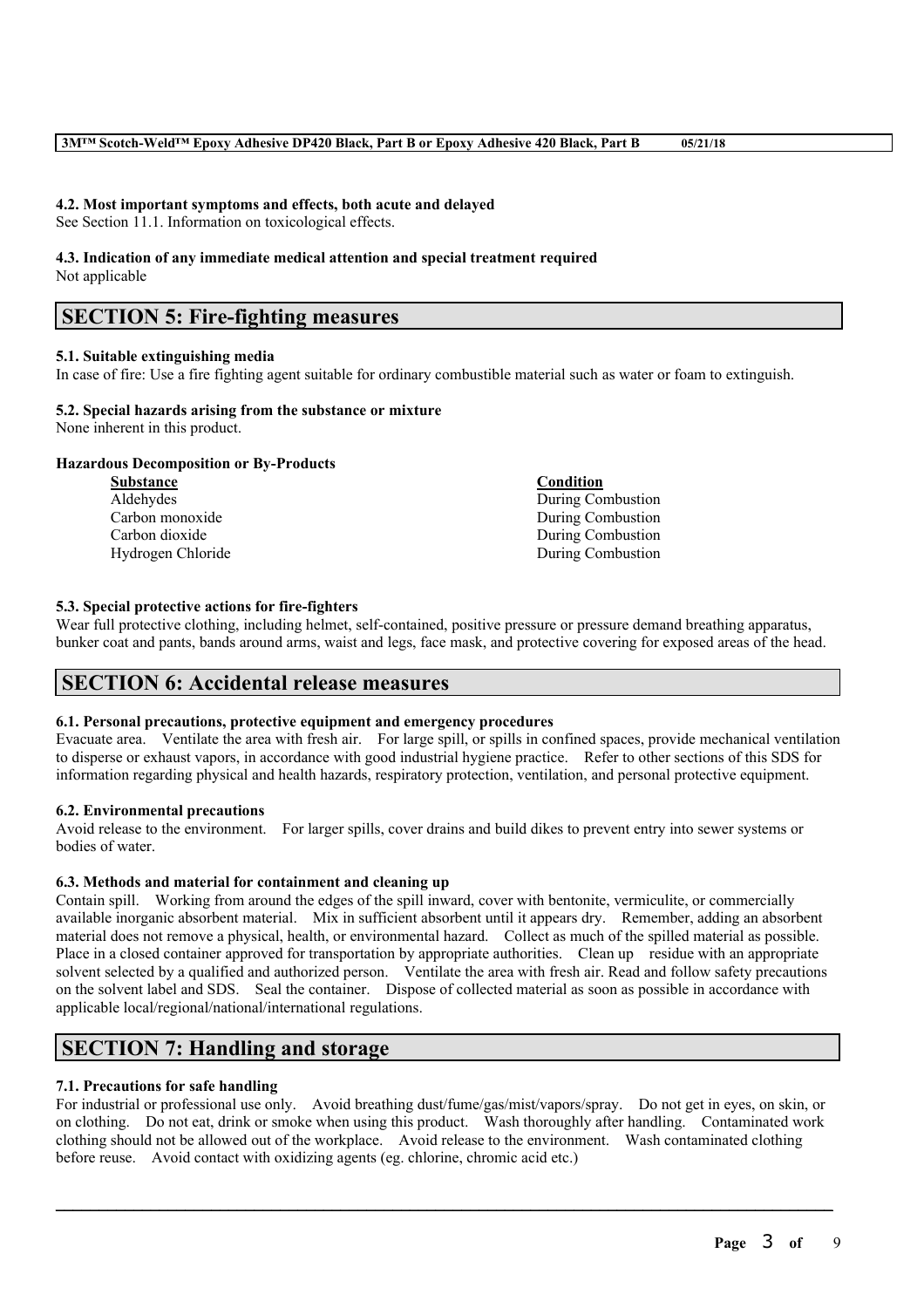#### 4.2. Most important symptoms and effects, both acute and delayed

See Section 11.1. Information on toxicological effects.

#### 4.3. Indication of any immediate medical attention and special treatment required

Not applicable

## SECTION 5: Fire-fighting measures

#### 5.1. Suitable extinguishing media

In case of fire: Use a fire fighting agent suitable for ordinary combustible material such as water or foam to extinguish.

#### 5.2. Special hazards arising from the substance or mixture

None inherent in this product.

**Hazardous Decomposition or By-Products**

| Substance | Condition |
| --- | --- |
| Aldehydes | During Combustion |
| Carbon monoxide | During Combustion |
| Carbon dioxide | During Combustion |
| Hydrogen Chloride | During Combustion |

#### 5.3. Special protective actions for fire-fighters

Wear full protective clothing, including helmet, self-contained, positive pressure or pressure demand breathing apparatus, bunker coat and pants, bands around arms, waist and legs, face mask, and protective covering for exposed areas of the head.

## SECTION 6: Accidental release measures

#### 6.1. Personal precautions, protective equipment and emergency procedures

Evacuate area. Ventilate the area with fresh air. For large spill, or spills in confined spaces, provide mechanical ventilation to disperse or exhaust vapors, in accordance with good industrial hygiene practice. Refer to other sections of this SDS for information regarding physical and health hazards, respiratory protection, ventilation, and personal protective equipment.

#### 6.2. Environmental precautions

Avoid release to the environment. For larger spills, cover drains and build dikes to prevent entry into sewer systems or bodies of water.

#### 6.3. Methods and material for containment and cleaning up

Contain spill. Working from around the edges of the spill inward, cover with bentonite, vermiculite, or commercially available inorganic absorbent material. Mix in sufficient absorbent until it appears dry. Remember, adding an absorbent material does not remove a physical, health, or environmental hazard. Collect as much of the spilled material as possible. Place in a closed container approved for transportation by appropriate authorities. Clean up residue with an appropriate solvent selected by a qualified and authorized person. Ventilate the area with fresh air. Read and follow safety precautions on the solvent label and SDS. Seal the container. Dispose of collected material as soon as possible in accordance with applicable local/regional/national/international regulations.

## SECTION 7: Handling and storage

#### 7.1. Precautions for safe handling

For industrial or professional use only. Avoid breathing dust/fume/gas/mist/vapors/spray. Do not get in eyes, on skin, or on clothing. Do not eat, drink or smoke when using this product. Wash thoroughly after handling. Contaminated work clothing should not be allowed out of the workplace. Avoid release to the environment. Wash contaminated clothing before reuse. Avoid contact with oxidizing agents (eg. chlorine, chromic acid etc.)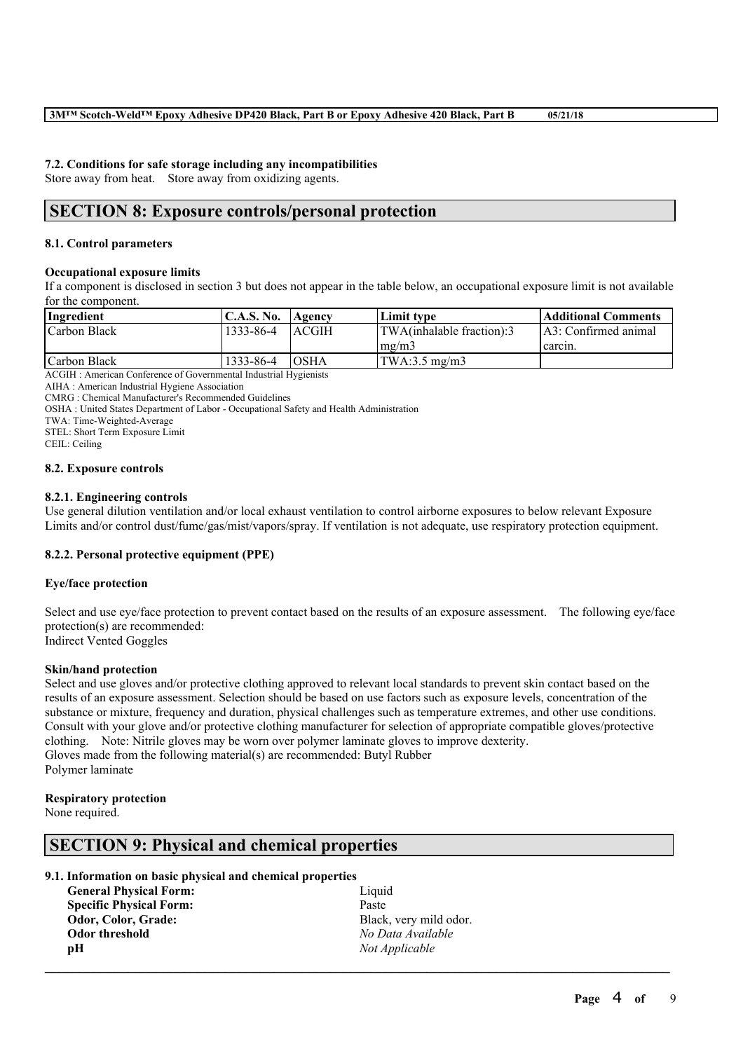### 7.2. Conditions for safe storage including any incompatibilities

Store away from heat. Store away from oxidizing agents.

## SECTION 8: Exposure controls/personal protection

### 8.1. Control parameters

**Occupational exposure limits**

If a component is disclosed in section 3 but does not appear in the table below, an occupational exposure limit is not available for the component.

| Ingredient | C.A.S. No. | Agency | Limit type | Additional Comments |
|---|---|---|---|---|
| Carbon Black | 1333-86-4 | ACGIH | TWA(inhalable fraction):3 mg/m3 | A3: Confirmed animal carcin. |
| Carbon Black | 1333-86-4 | OSHA | TWA:3.5 mg/m3 | |

ACGIH : American Conference of Governmental Industrial Hygienists
AIHA : American Industrial Hygiene Association
CMRG : Chemical Manufacturer's Recommended Guidelines
OSHA : United States Department of Labor - Occupational Safety and Health Administration
TWA: Time-Weighted-Average
STEL: Short Term Exposure Limit
CEIL: Ceiling

### 8.2. Exposure controls

#### 8.2.1. Engineering controls

Use general dilution ventilation and/or local exhaust ventilation to control airborne exposures to below relevant Exposure Limits and/or control dust/fume/gas/mist/vapors/spray. If ventilation is not adequate, use respiratory protection equipment.

#### 8.2.2. Personal protective equipment (PPE)

**Eye/face protection**

Select and use eye/face protection to prevent contact based on the results of an exposure assessment. The following eye/face protection(s) are recommended:
Indirect Vented Goggles

**Skin/hand protection**

Select and use gloves and/or protective clothing approved to relevant local standards to prevent skin contact based on the results of an exposure assessment. Selection should be based on use factors such as exposure levels, concentration of the substance or mixture, frequency and duration, physical challenges such as temperature extremes, and other use conditions. Consult with your glove and/or protective clothing manufacturer for selection of appropriate compatible gloves/protective clothing. Note: Nitrile gloves may be worn over polymer laminate gloves to improve dexterity.
Gloves made from the following material(s) are recommended: Butyl Rubber
Polymer laminate

**Respiratory protection**

None required.

## SECTION 9: Physical and chemical properties

### 9.1. Information on basic physical and chemical properties

| | |
|---|---|
| **General Physical Form:** | Liquid |
| **Specific Physical Form:** | Paste |
| **Odor, Color, Grade:** | Black, very mild odor. |
| **Odor threshold** | *No Data Available* |
| **pH** | *Not Applicable* |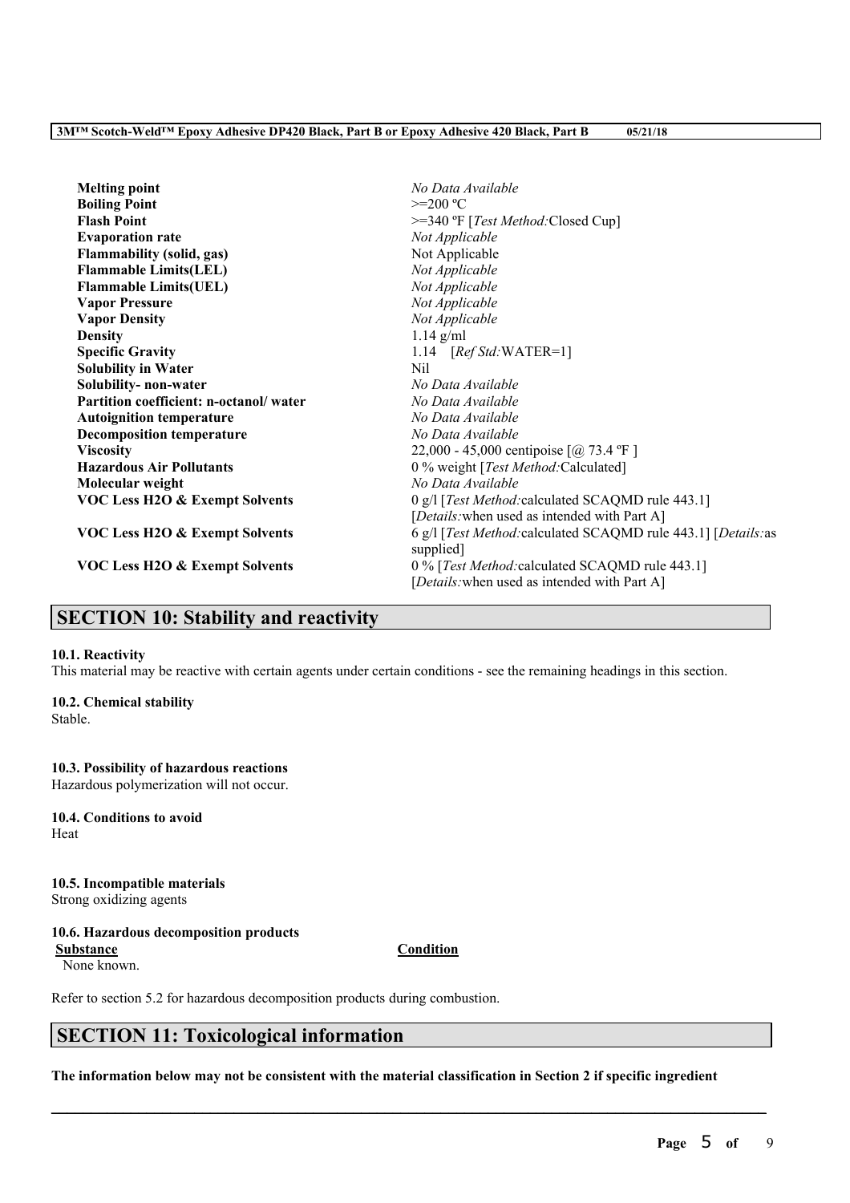| | |
|---|---|
| **Melting point** | *No Data Available* |
| **Boiling Point** | >=200 ºC |
| **Flash Point** | >=340 ºF [*Test Method:*Closed Cup] |
| **Evaporation rate** | *Not Applicable* |
| **Flammability (solid, gas)** | Not Applicable |
| **Flammable Limits(LEL)** | *Not Applicable* |
| **Flammable Limits(UEL)** | *Not Applicable* |
| **Vapor Pressure** | *Not Applicable* |
| **Vapor Density** | *Not Applicable* |
| **Density** | 1.14 g/ml |
| **Specific Gravity** | 1.14 [*Ref Std:*WATER=1] |
| **Solubility in Water** | Nil |
| **Solubility- non-water** | *No Data Available* |
| **Partition coefficient: n-octanol/ water** | *No Data Available* |
| **Autoignition temperature** | *No Data Available* |
| **Decomposition temperature** | *No Data Available* |
| **Viscosity** | 22,000 - 45,000 centipoise [@ 73.4 ºF ] |
| **Hazardous Air Pollutants** | 0 % weight [*Test Method:*Calculated] |
| **Molecular weight** | *No Data Available* |
| **VOC Less H2O & Exempt Solvents** | 0 g/l [*Test Method:*calculated SCAQMD rule 443.1] [*Details:*when used as intended with Part A] |
| **VOC Less H2O & Exempt Solvents** | 6 g/l [*Test Method:*calculated SCAQMD rule 443.1] [*Details:*as supplied] |
| **VOC Less H2O & Exempt Solvents** | 0 % [*Test Method:*calculated SCAQMD rule 443.1] [*Details:*when used as intended with Part A] |

## SECTION 10: Stability and reactivity

**10.1. Reactivity**
This material may be reactive with certain agents under certain conditions - see the remaining headings in this section.

**10.2. Chemical stability**
Stable.

**10.3. Possibility of hazardous reactions**
Hazardous polymerization will not occur.

**10.4. Conditions to avoid**
Heat

**10.5. Incompatible materials**
Strong oxidizing agents

**10.6. Hazardous decomposition products**

| **Substance** | **Condition** |
|---|---|
| None known. | |

Refer to section 5.2 for hazardous decomposition products during combustion.

## SECTION 11: Toxicological information

**The information below may not be consistent with the material classification in Section 2 if specific ingredient**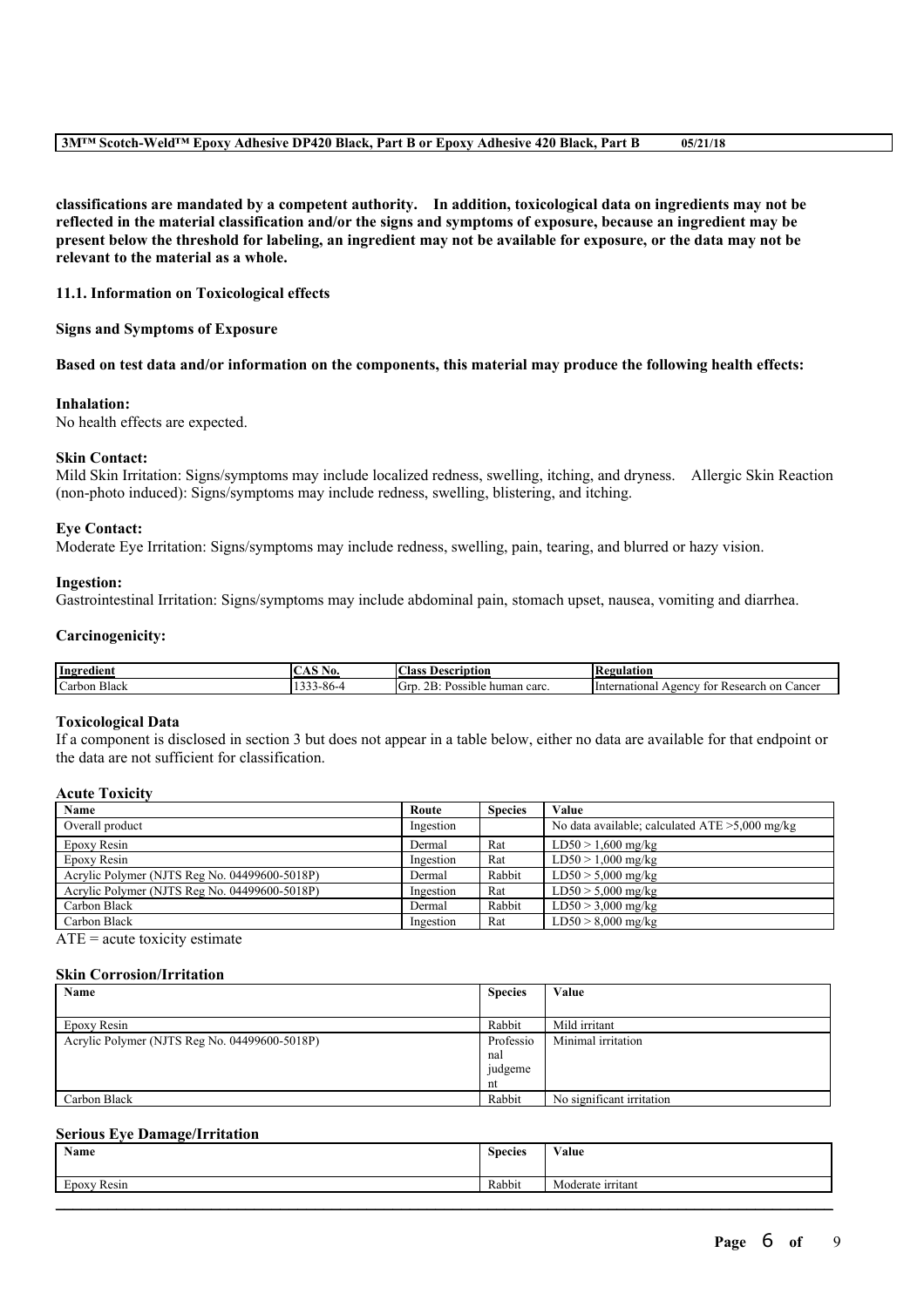**classifications are mandated by a competent authority. In addition, toxicological data on ingredients may not be reflected in the material classification and/or the signs and symptoms of exposure, because an ingredient may be present below the threshold for labeling, an ingredient may not be available for exposure, or the data may not be relevant to the material as a whole.**

### 11.1. Information on Toxicological effects

**Signs and Symptoms of Exposure**

**Based on test data and/or information on the components, this material may produce the following health effects:**

**Inhalation:**
No health effects are expected.

**Skin Contact:**
Mild Skin Irritation: Signs/symptoms may include localized redness, swelling, itching, and dryness. Allergic Skin Reaction (non-photo induced): Signs/symptoms may include redness, swelling, blistering, and itching.

**Eye Contact:**
Moderate Eye Irritation: Signs/symptoms may include redness, swelling, pain, tearing, and blurred or hazy vision.

**Ingestion:**
Gastrointestinal Irritation: Signs/symptoms may include abdominal pain, stomach upset, nausea, vomiting and diarrhea.

**Carcinogenicity:**

| Ingredient | CAS No. | Class Description | Regulation |
|---|---|---|---|
| Carbon Black | 1333-86-4 | Grp. 2B: Possible human carc. | International Agency for Research on Cancer |

**Toxicological Data**
If a component is disclosed in section 3 but does not appear in a table below, either no data are available for that endpoint or the data are not sufficient for classification.

**Acute Toxicity**

| Name | Route | Species | Value |
|---|---|---|---|
| Overall product | Ingestion | | No data available; calculated ATE >5,000 mg/kg |
| Epoxy Resin | Dermal | Rat | LD50 > 1,600 mg/kg |
| Epoxy Resin | Ingestion | Rat | LD50 > 1,000 mg/kg |
| Acrylic Polymer (NJTS Reg No. 04499600-5018P) | Dermal | Rabbit | LD50 > 5,000 mg/kg |
| Acrylic Polymer (NJTS Reg No. 04499600-5018P) | Ingestion | Rat | LD50 > 5,000 mg/kg |
| Carbon Black | Dermal | Rabbit | LD50 > 3,000 mg/kg |
| Carbon Black | Ingestion | Rat | LD50 > 8,000 mg/kg |

ATE = acute toxicity estimate

**Skin Corrosion/Irritation**

| Name | Species | Value |
|---|---|---|
| Epoxy Resin | Rabbit | Mild irritant |
| Acrylic Polymer (NJTS Reg No. 04499600-5018P) | Professional judgement | Minimal irritation |
| Carbon Black | Rabbit | No significant irritation |

**Serious Eye Damage/Irritation**

| Name | Species | Value |
|---|---|---|
| Epoxy Resin | Rabbit | Moderate irritant |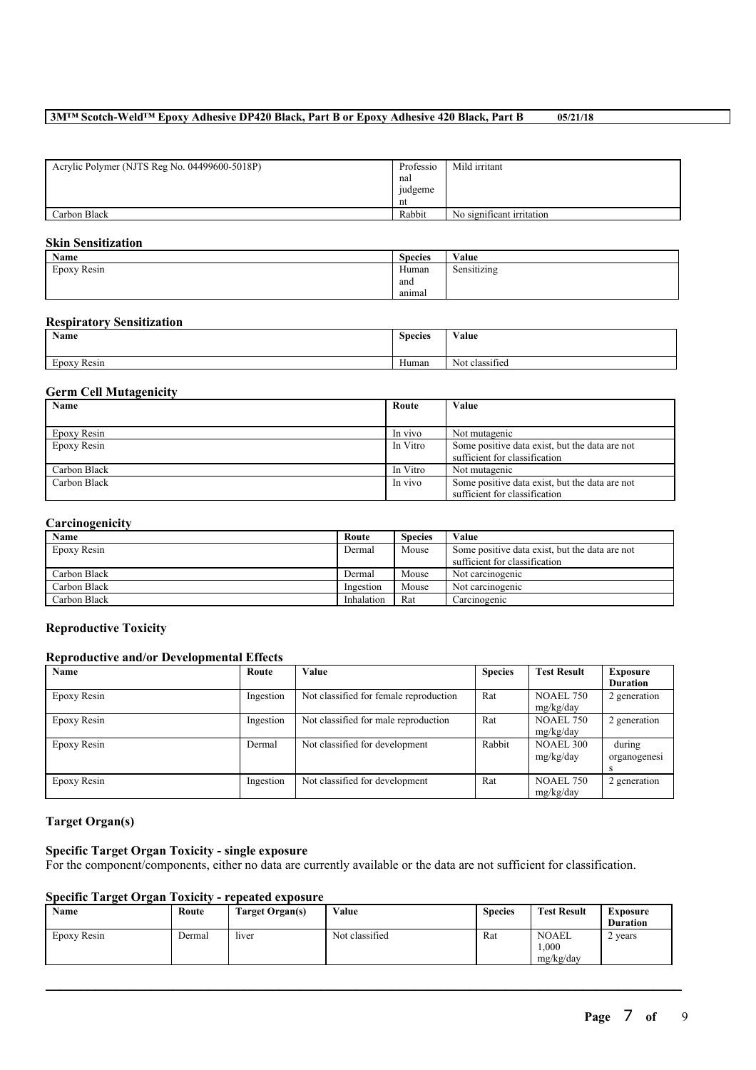| Acrylic Polymer (NJTS Reg No. 04499600-5018P) | Professional judgement | Mild irritant |
|---|---|---|
| Carbon Black | Rabbit | No significant irritation |

### Skin Sensitization

| Name | Species | Value |
|---|---|---|
| Epoxy Resin | Human and animal | Sensitizing |

### Respiratory Sensitization

| Name | Species | Value |
|---|---|---|
| Epoxy Resin | Human | Not classified |

### Germ Cell Mutagenicity

| Name | Route | Value |
|---|---|---|
| Epoxy Resin | In vivo | Not mutagenic |
| Epoxy Resin | In Vitro | Some positive data exist, but the data are not sufficient for classification |
| Carbon Black | In Vitro | Not mutagenic |
| Carbon Black | In vivo | Some positive data exist, but the data are not sufficient for classification |

### Carcinogenicity

| Name | Route | Species | Value |
|---|---|---|---|
| Epoxy Resin | Dermal | Mouse | Some positive data exist, but the data are not sufficient for classification |
| Carbon Black | Dermal | Mouse | Not carcinogenic |
| Carbon Black | Ingestion | Mouse | Not carcinogenic |
| Carbon Black | Inhalation | Rat | Carcinogenic |

### Reproductive Toxicity

### Reproductive and/or Developmental Effects

| Name | Route | Value | Species | Test Result | Exposure Duration |
|---|---|---|---|---|---|
| Epoxy Resin | Ingestion | Not classified for female reproduction | Rat | NOAEL 750 mg/kg/day | 2 generation |
| Epoxy Resin | Ingestion | Not classified for male reproduction | Rat | NOAEL 750 mg/kg/day | 2 generation |
| Epoxy Resin | Dermal | Not classified for development | Rabbit | NOAEL 300 mg/kg/day | during organogenesis |
| Epoxy Resin | Ingestion | Not classified for development | Rat | NOAEL 750 mg/kg/day | 2 generation |

### Target Organ(s)

### Specific Target Organ Toxicity - single exposure

For the component/components, either no data are currently available or the data are not sufficient for classification.

### Specific Target Organ Toxicity - repeated exposure

| Name | Route | Target Organ(s) | Value | Species | Test Result | Exposure Duration |
|---|---|---|---|---|---|---|
| Epoxy Resin | Dermal | liver | Not classified | Rat | NOAEL 1,000 mg/kg/day | 2 years |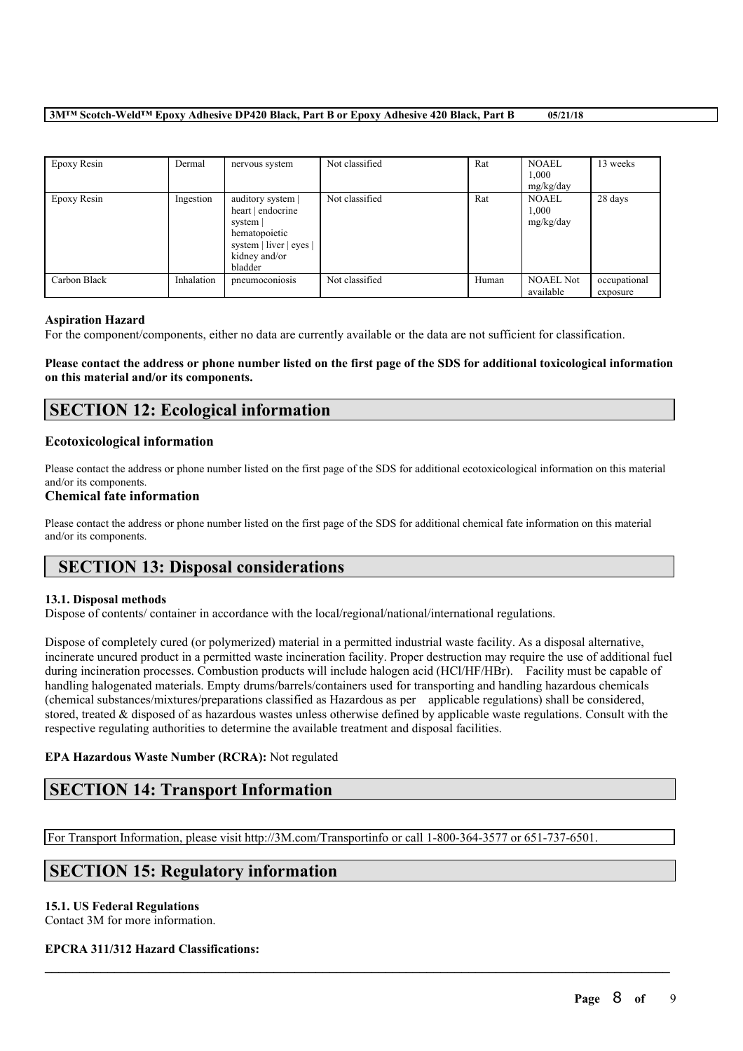| Epoxy Resin | Dermal | nervous system | Not classified | Rat | NOAEL 1,000 mg/kg/day | 13 weeks |
|---|---|---|---|---|---|---|
| Epoxy Resin | Ingestion | auditory system \| heart \| endocrine system \| hematopoietic system \| liver \| eyes \| kidney and/or bladder | Not classified | Rat | NOAEL 1,000 mg/kg/day | 28 days |
| Carbon Black | Inhalation | pneumoconiosis | Not classified | Human | NOAEL Not available | occupational exposure |

**Aspiration Hazard**

For the component/components, either no data are currently available or the data are not sufficient for classification.

**Please contact the address or phone number listed on the first page of the SDS for additional toxicological information on this material and/or its components.**

## SECTION 12: Ecological information

### Ecotoxicological information

Please contact the address or phone number listed on the first page of the SDS for additional ecotoxicological information on this material and/or its components.

### Chemical fate information

Please contact the address or phone number listed on the first page of the SDS for additional chemical fate information on this material and/or its components.

## SECTION 13: Disposal considerations

**13.1. Disposal methods**

Dispose of contents/ container in accordance with the local/regional/national/international regulations.

Dispose of completely cured (or polymerized) material in a permitted industrial waste facility. As a disposal alternative, incinerate uncured product in a permitted waste incineration facility. Proper destruction may require the use of additional fuel during incineration processes. Combustion products will include halogen acid (HCl/HF/HBr). Facility must be capable of handling halogenated materials. Empty drums/barrels/containers used for transporting and handling hazardous chemicals (chemical substances/mixtures/preparations classified as Hazardous as per applicable regulations) shall be considered, stored, treated & disposed of as hazardous wastes unless otherwise defined by applicable waste regulations. Consult with the respective regulating authorities to determine the available treatment and disposal facilities.

**EPA Hazardous Waste Number (RCRA):** Not regulated

## SECTION 14: Transport Information

For Transport Information, please visit http://3M.com/Transportinfo or call 1-800-364-3577 or 651-737-6501.

## SECTION 15: Regulatory information

**15.1. US Federal Regulations**

Contact 3M for more information.

**EPCRA 311/312 Hazard Classifications:**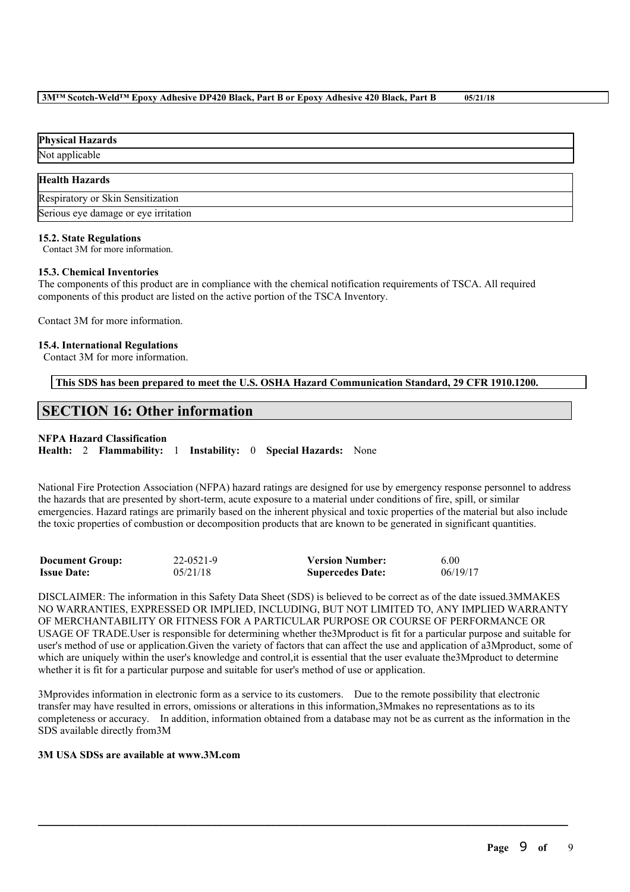| Physical Hazards |
| --- |
| Not applicable |

| Health Hazards |
| --- |
| Respiratory or Skin Sensitization |
| Serious eye damage or eye irritation |

**15.2. State Regulations**

Contact 3M for more information.

**15.3. Chemical Inventories**

The components of this product are in compliance with the chemical notification requirements of TSCA. All required components of this product are listed on the active portion of the TSCA Inventory.

Contact 3M for more information.

**15.4. International Regulations**

Contact 3M for more information.

**This SDS has been prepared to meet the U.S. OSHA Hazard Communication Standard, 29 CFR 1910.1200.**

## SECTION 16: Other information

**NFPA Hazard Classification**

**Health:** 2 **Flammability:** 1 **Instability:** 0 **Special Hazards:** None

National Fire Protection Association (NFPA) hazard ratings are designed for use by emergency response personnel to address the hazards that are presented by short-term, acute exposure to a material under conditions of fire, spill, or similar emergencies. Hazard ratings are primarily based on the inherent physical and toxic properties of the material but also include the toxic properties of combustion or decomposition products that are known to be generated in significant quantities.

| | | | |
| --- | --- | --- | --- |
| **Document Group:** | 22-0521-9 | **Version Number:** | 6.00 |
| **Issue Date:** | 05/21/18 | **Supercedes Date:** | 06/19/17 |

DISCLAIMER: The information in this Safety Data Sheet (SDS) is believed to be correct as of the date issued.3MMAKES NO WARRANTIES, EXPRESSED OR IMPLIED, INCLUDING, BUT NOT LIMITED TO, ANY IMPLIED WARRANTY OF MERCHANTABILITY OR FITNESS FOR A PARTICULAR PURPOSE OR COURSE OF PERFORMANCE OR USAGE OF TRADE.User is responsible for determining whether the3Mproduct is fit for a particular purpose and suitable for user's method of use or application.Given the variety of factors that can affect the use and application of a3Mproduct, some of which are uniquely within the user's knowledge and control,it is essential that the user evaluate the3Mproduct to determine whether it is fit for a particular purpose and suitable for user's method of use or application.

3Mprovides information in electronic form as a service to its customers. Due to the remote possibility that electronic transfer may have resulted in errors, omissions or alterations in this information,3Mmakes no representations as to its completeness or accuracy. In addition, information obtained from a database may not be as current as the information in the SDS available directly from3M

**3M USA SDSs are available at www.3M.com**